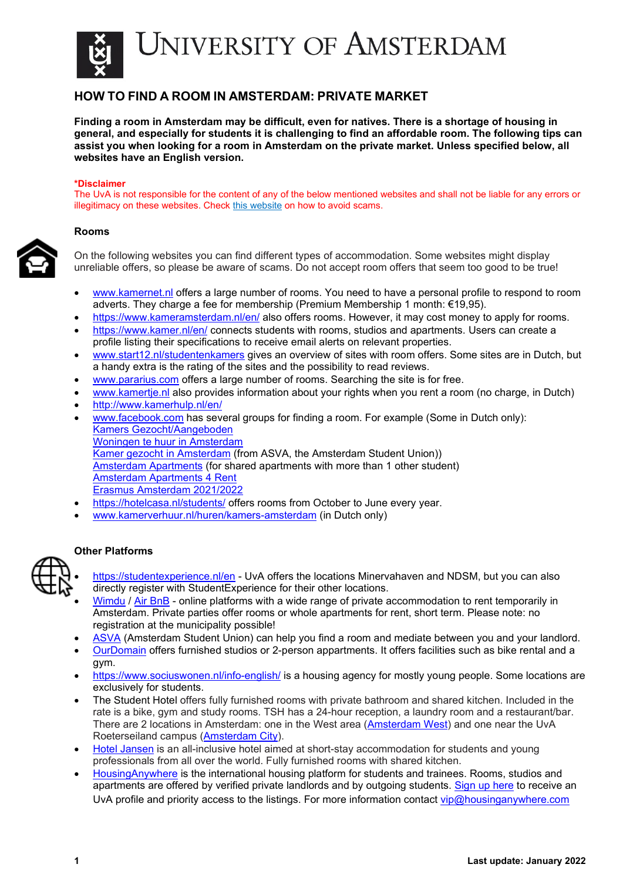# UNIVERSITY OF AMSTERDAM

## HOW TO FIND A ROOM IN AMSTERDAM: PRIVATE MARKET

**Finding a room in Amsterdam may be difficult, even for natives. There is a shortage of housing in general, and especially for students it is challenging to find an affordable room. The following tips can assist you when looking for a room in Amsterdam on the private market. Unless specified below, all websites have an English version.**

**\*Disclaimer**
The UvA is not responsible for the content of any of the below mentioned websites and shall not be liable for any errors or illegitimacy on these websites. Check this website on how to avoid scams.

### Rooms

On the following websites you can find different types of accommodation. Some websites might display unreliable offers, so please be aware of scams. Do not accept room offers that seem too good to be true!

- www.kamernet.nl offers a large number of rooms. You need to have a personal profile to respond to room adverts. They charge a fee for membership (Premium Membership 1 month: €19,95).
- https://www.kameramsterdam.nl/en/ also offers rooms. However, it may cost money to apply for rooms.
- https://www.kamer.nl/en/ connects students with rooms, studios and apartments. Users can create a profile listing their specifications to receive email alerts on relevant properties.
- www.start12.nl/studentenkamers gives an overview of sites with room offers. Some sites are in Dutch, but a handy extra is the rating of the sites and the possibility to read reviews.
- www.pararius.com offers a large number of rooms. Searching the site is for free.
- www.kamertje.nl also provides information about your rights when you rent a room (no charge, in Dutch)
- http://www.kamerhulp.nl/en/
- www.facebook.com has several groups for finding a room. For example (Some in Dutch only):
  Kamers Gezocht/Aangeboden
  Woningen te huur in Amsterdam
  Kamer gezocht in Amsterdam (from ASVA, the Amsterdam Student Union))
  Amsterdam Apartments (for shared apartments with more than 1 other student)
  Amsterdam Apartments 4 Rent
  Erasmus Amsterdam 2021/2022
- https://hotelcasa.nl/students/ offers rooms from October to June every year.
- www.kamerverhuur.nl/huren/kamers-amsterdam (in Dutch only)

### Other Platforms

- https://studentexperience.nl/en - UvA offers the locations Minervahaven and NDSM, but you can also directly register with StudentExperience for their other locations.
- Wimdu / Air BnB - online platforms with a wide range of private accommodation to rent temporarily in Amsterdam. Private parties offer rooms or whole apartments for rent, short term. Please note: no registration at the municipality possible!
- ASVA (Amsterdam Student Union) can help you find a room and mediate between you and your landlord.
- OurDomain offers furnished studios or 2-person appartments. It offers facilities such as bike rental and a gym.
- https://www.sociuswonen.nl/info-english/ is a housing agency for mostly young people. Some locations are exclusively for students.
- The Student Hotel offers fully furnished rooms with private bathroom and shared kitchen. Included in the rate is a bike, gym and study rooms. TSH has a 24-hour reception, a laundry room and a restaurant/bar. There are 2 locations in Amsterdam: one in the West area (Amsterdam West) and one near the UvA Roeterseiland campus (Amsterdam City).
- Hotel Jansen is an all-inclusive hotel aimed at short-stay accommodation for students and young professionals from all over the world. Fully furnished rooms with shared kitchen.
- HousingAnywhere is the international housing platform for students and trainees. Rooms, studios and apartments are offered by verified private landlords and by outgoing students. Sign up here to receive an UvA profile and priority access to the listings. For more information contact vip@housinganywhere.com

**Last update: January 2022**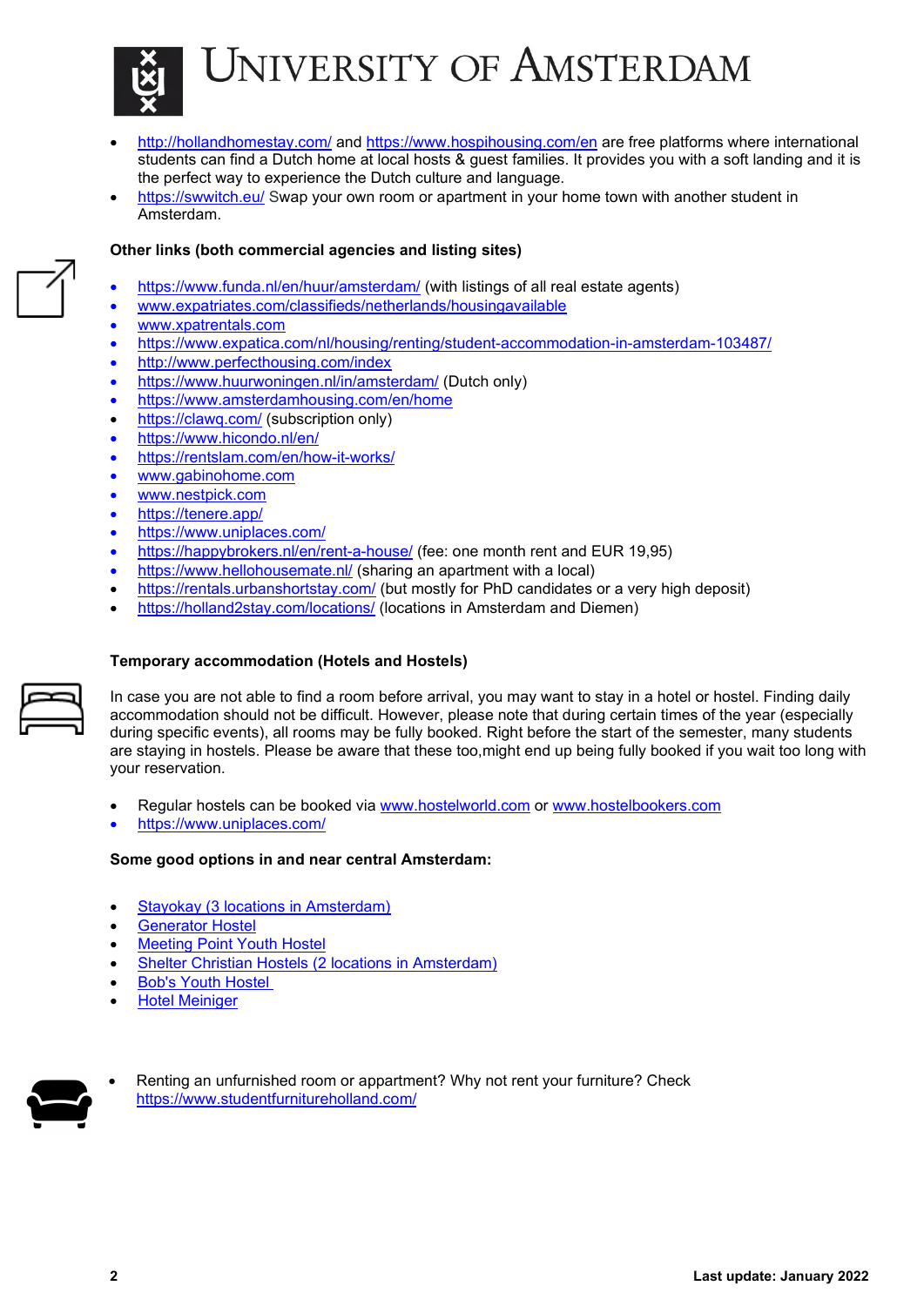- http://hollandhomestay.com/ and https://www.hospihousing.com/en are free platforms where international students can find a Dutch home at local hosts & guest families. It provides you with a soft landing and it is the perfect way to experience the Dutch culture and language.
- https://swwitch.eu/ Swap your own room or apartment in your home town with another student in Amsterdam.

**Other links (both commercial agencies and listing sites)**

- https://www.funda.nl/en/huur/amsterdam/ (with listings of all real estate agents)
- www.expatriates.com/classifieds/netherlands/housingavailable
- www.xpatrentals.com
- https://www.expatica.com/nl/housing/renting/student-accommodation-in-amsterdam-103487/
- http://www.perfecthousing.com/index
- https://www.huurwoningen.nl/in/amsterdam/ (Dutch only)
- https://www.amsterdamhousing.com/en/home
- https://clawq.com/ (subscription only)
- https://www.hicondo.nl/en/
- https://rentslam.com/en/how-it-works/
- www.gabinohome.com
- www.nestpick.com
- https://tenere.app/
- https://www.uniplaces.com/
- https://happybrokers.nl/en/rent-a-house/ (fee: one month rent and EUR 19,95)
- https://www.hellohousemate.nl/ (sharing an apartment with a local)
- https://rentals.urbanshortstay.com/ (but mostly for PhD candidates or a very high deposit)
- https://holland2stay.com/locations/ (locations in Amsterdam and Diemen)

**Temporary accommodation (Hotels and Hostels)**

In case you are not able to find a room before arrival, you may want to stay in a hotel or hostel. Finding daily accommodation should not be difficult. However, please note that during certain times of the year (especially during specific events), all rooms may be fully booked. Right before the start of the semester, many students are staying in hostels. Please be aware that these too,might end up being fully booked if you wait too long with your reservation.

- Regular hostels can be booked via www.hostelworld.com or www.hostelbookers.com
- https://www.uniplaces.com/

**Some good options in and near central Amsterdam:**

- Stayokay (3 locations in Amsterdam)
- Generator Hostel
- Meeting Point Youth Hostel
- Shelter Christian Hostels (2 locations in Amsterdam)
- Bob's Youth Hostel
- Hotel Meiniger

- Renting an unfurnished room or appartment? Why not rent your furniture? Check https://www.studentfurnitureholland.com/

Last update: January 2022